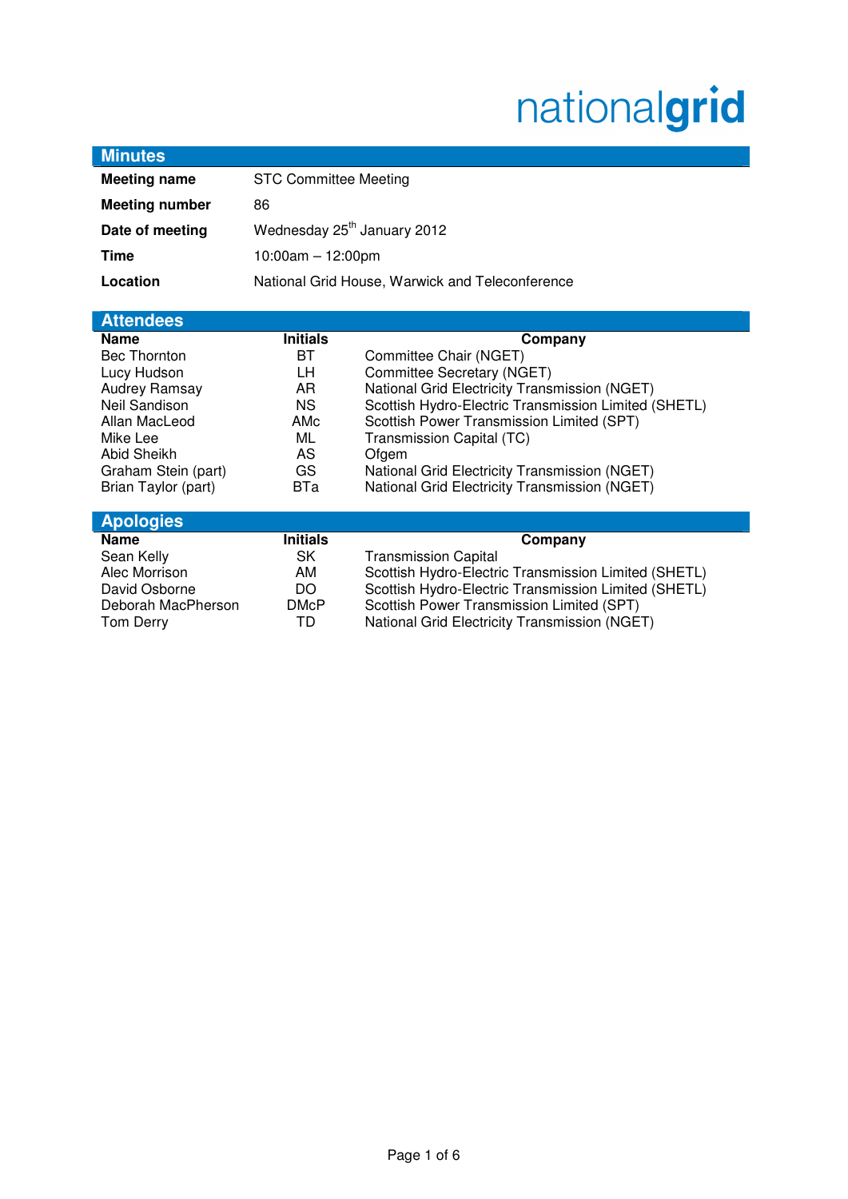nationalgrid

## Minutes

| | |
|---|---|
| **Meeting name** | STC Committee Meeting |
| **Meeting number** | 86 |
| **Date of meeting** | Wednesday 25th January 2012 |
| **Time** | 10:00am – 12:00pm |
| **Location** | National Grid House, Warwick and Teleconference |

## Attendees

| Name | Initials | Company |
|---|---|---|
| Bec Thornton | BT | Committee Chair (NGET) |
| Lucy Hudson | LH | Committee Secretary (NGET) |
| Audrey Ramsay | AR | National Grid Electricity Transmission (NGET) |
| Neil Sandison | NS | Scottish Hydro-Electric Transmission Limited (SHETL) |
| Allan MacLeod | AMc | Scottish Power Transmission Limited (SPT) |
| Mike Lee | ML | Transmission Capital (TC) |
| Abid Sheikh | AS | Ofgem |
| Graham Stein (part) | GS | National Grid Electricity Transmission (NGET) |
| Brian Taylor (part) | BTa | National Grid Electricity Transmission (NGET) |

## Apologies

| Name | Initials | Company |
|---|---|---|
| Sean Kelly | SK | Transmission Capital |
| Alec Morrison | AM | Scottish Hydro-Electric Transmission Limited (SHETL) |
| David Osborne | DO | Scottish Hydro-Electric Transmission Limited (SHETL) |
| Deborah MacPherson | DMcP | Scottish Power Transmission Limited (SPT) |
| Tom Derry | TD | National Grid Electricity Transmission (NGET) |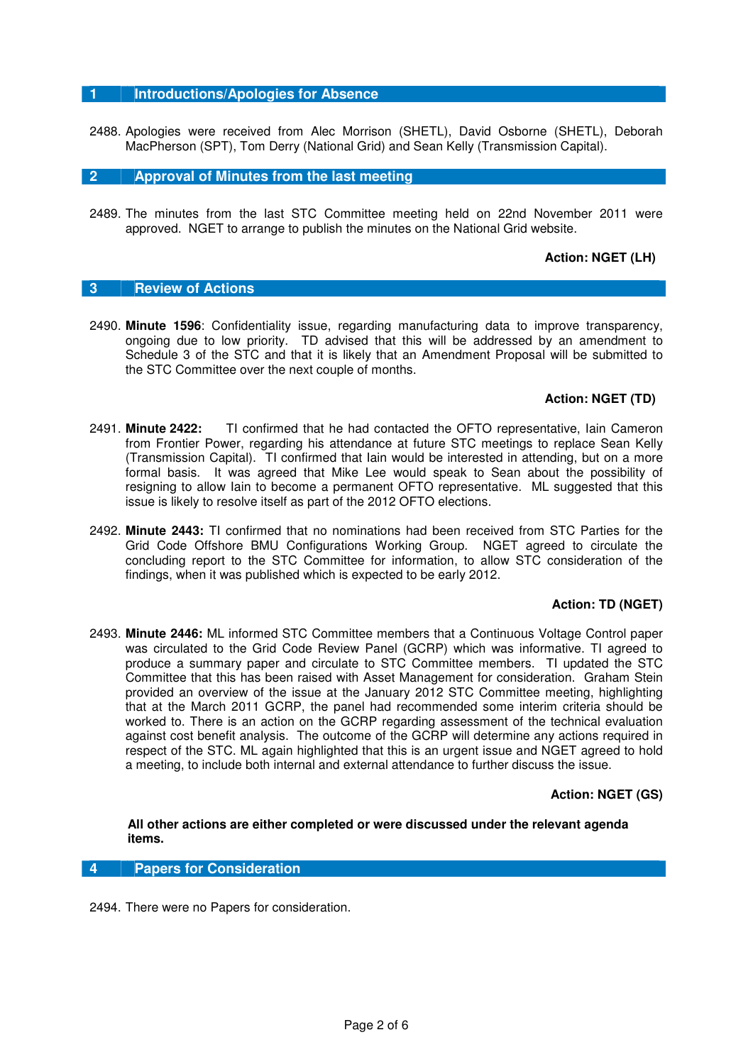## 1 Introductions/Apologies for Absence

2488. Apologies were received from Alec Morrison (SHETL), David Osborne (SHETL), Deborah MacPherson (SPT), Tom Derry (National Grid) and Sean Kelly (Transmission Capital).

## 2 Approval of Minutes from the last meeting

2489. The minutes from the last STC Committee meeting held on 22nd November 2011 were approved. NGET to arrange to publish the minutes on the National Grid website.

**Action: NGET (LH)**

## 3 Review of Actions

2490. **Minute 1596**: Confidentiality issue, regarding manufacturing data to improve transparency, ongoing due to low priority. TD advised that this will be addressed by an amendment to Schedule 3 of the STC and that it is likely that an Amendment Proposal will be submitted to the STC Committee over the next couple of months.

**Action: NGET (TD)**

2491. **Minute 2422:** TI confirmed that he had contacted the OFTO representative, Iain Cameron from Frontier Power, regarding his attendance at future STC meetings to replace Sean Kelly (Transmission Capital). TI confirmed that Iain would be interested in attending, but on a more formal basis. It was agreed that Mike Lee would speak to Sean about the possibility of resigning to allow Iain to become a permanent OFTO representative. ML suggested that this issue is likely to resolve itself as part of the 2012 OFTO elections.

2492. **Minute 2443:** TI confirmed that no nominations had been received from STC Parties for the Grid Code Offshore BMU Configurations Working Group. NGET agreed to circulate the concluding report to the STC Committee for information, to allow STC consideration of the findings, when it was published which is expected to be early 2012.

**Action: TD (NGET)**

2493. **Minute 2446:** ML informed STC Committee members that a Continuous Voltage Control paper was circulated to the Grid Code Review Panel (GCRP) which was informative. TI agreed to produce a summary paper and circulate to STC Committee members. TI updated the STC Committee that this has been raised with Asset Management for consideration. Graham Stein provided an overview of the issue at the January 2012 STC Committee meeting, highlighting that at the March 2011 GCRP, the panel had recommended some interim criteria should be worked to. There is an action on the GCRP regarding assessment of the technical evaluation against cost benefit analysis. The outcome of the GCRP will determine any actions required in respect of the STC. ML again highlighted that this is an urgent issue and NGET agreed to hold a meeting, to include both internal and external attendance to further discuss the issue.

**Action: NGET (GS)**

**All other actions are either completed or were discussed under the relevant agenda items.**

## 4 Papers for Consideration

2494. There were no Papers for consideration.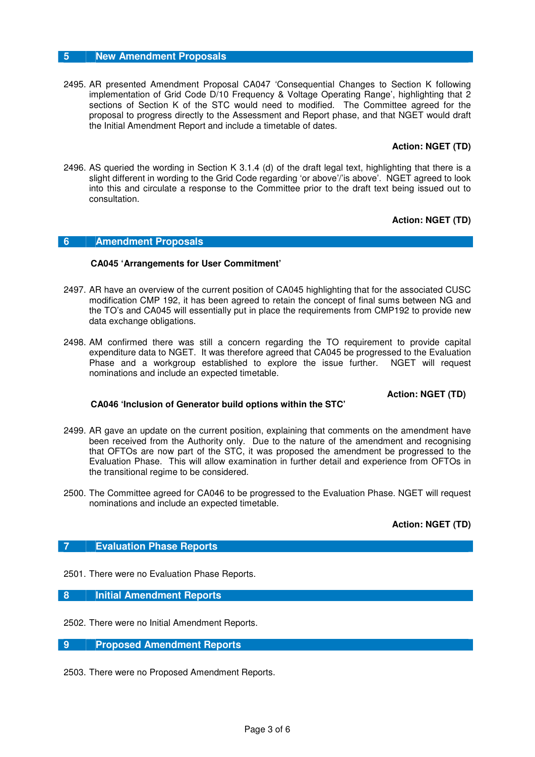## 5 New Amendment Proposals

2495. AR presented Amendment Proposal CA047 'Consequential Changes to Section K following implementation of Grid Code D/10 Frequency & Voltage Operating Range', highlighting that 2 sections of Section K of the STC would need to modified. The Committee agreed for the proposal to progress directly to the Assessment and Report phase, and that NGET would draft the Initial Amendment Report and include a timetable of dates.

**Action: NGET (TD)**

2496. AS queried the wording in Section K 3.1.4 (d) of the draft legal text, highlighting that there is a slight different in wording to the Grid Code regarding 'or above'/'is above'. NGET agreed to look into this and circulate a response to the Committee prior to the draft text being issued out to consultation.

**Action: NGET (TD)**

## 6 Amendment Proposals

**CA045 'Arrangements for User Commitment'**

2497. AR have an overview of the current position of CA045 highlighting that for the associated CUSC modification CMP 192, it has been agreed to retain the concept of final sums between NG and the TO's and CA045 will essentially put in place the requirements from CMP192 to provide new data exchange obligations.

2498. AM confirmed there was still a concern regarding the TO requirement to provide capital expenditure data to NGET. It was therefore agreed that CA045 be progressed to the Evaluation Phase and a workgroup established to explore the issue further. NGET will request nominations and include an expected timetable.

**Action: NGET (TD)**

**CA046 'Inclusion of Generator build options within the STC'**

2499. AR gave an update on the current position, explaining that comments on the amendment have been received from the Authority only. Due to the nature of the amendment and recognising that OFTOs are now part of the STC, it was proposed the amendment be progressed to the Evaluation Phase. This will allow examination in further detail and experience from OFTOs in the transitional regime to be considered.

2500. The Committee agreed for CA046 to be progressed to the Evaluation Phase. NGET will request nominations and include an expected timetable.

**Action: NGET (TD)**

## 7 Evaluation Phase Reports

2501. There were no Evaluation Phase Reports.

## 8 Initial Amendment Reports

2502. There were no Initial Amendment Reports.

## 9 Proposed Amendment Reports

2503. There were no Proposed Amendment Reports.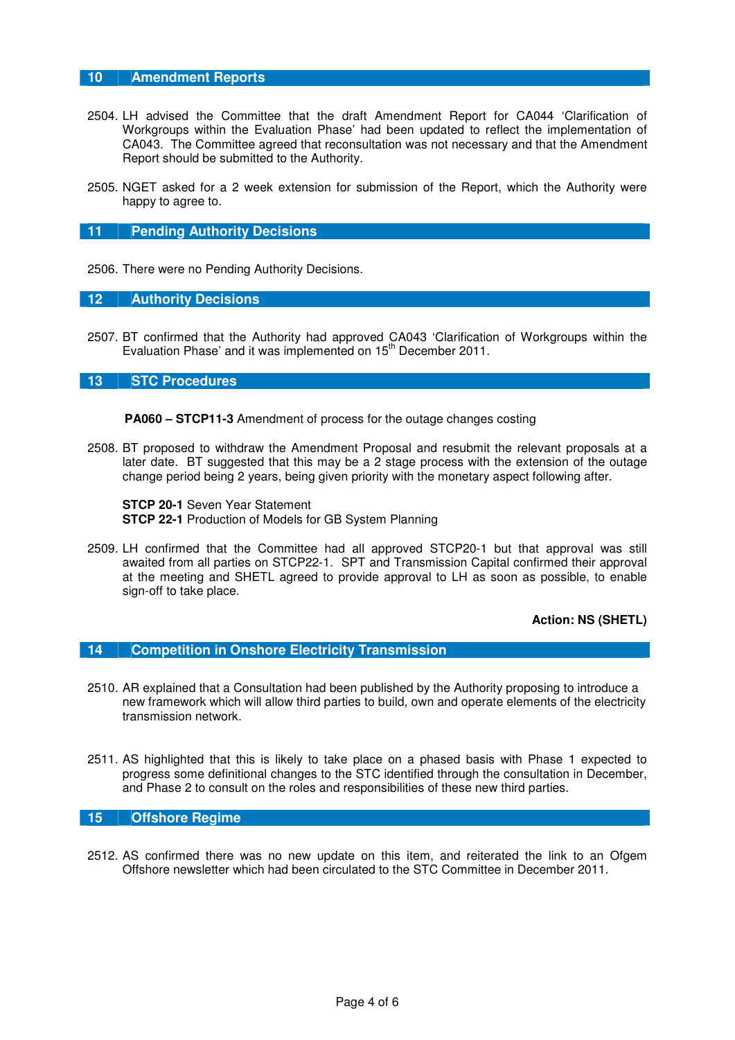## 10 Amendment Reports

2504. LH advised the Committee that the draft Amendment Report for CA044 'Clarification of Workgroups within the Evaluation Phase' had been updated to reflect the implementation of CA043. The Committee agreed that reconsultation was not necessary and that the Amendment Report should be submitted to the Authority.

2505. NGET asked for a 2 week extension for submission of the Report, which the Authority were happy to agree to.

## 11 Pending Authority Decisions

2506. There were no Pending Authority Decisions.

## 12 Authority Decisions

2507. BT confirmed that the Authority had approved CA043 'Clarification of Workgroups within the Evaluation Phase' and it was implemented on 15th December 2011.

## 13 STC Procedures

**PA060 – STCP11-3** Amendment of process for the outage changes costing

2508. BT proposed to withdraw the Amendment Proposal and resubmit the relevant proposals at a later date. BT suggested that this may be a 2 stage process with the extension of the outage change period being 2 years, being given priority with the monetary aspect following after.

**STCP 20-1** Seven Year Statement
**STCP 22-1** Production of Models for GB System Planning

2509. LH confirmed that the Committee had all approved STCP20-1 but that approval was still awaited from all parties on STCP22-1. SPT and Transmission Capital confirmed their approval at the meeting and SHETL agreed to provide approval to LH as soon as possible, to enable sign-off to take place.

**Action: NS (SHETL)**

## 14 Competition in Onshore Electricity Transmission

2510. AR explained that a Consultation had been published by the Authority proposing to introduce a new framework which will allow third parties to build, own and operate elements of the electricity transmission network.

2511. AS highlighted that this is likely to take place on a phased basis with Phase 1 expected to progress some definitional changes to the STC identified through the consultation in December, and Phase 2 to consult on the roles and responsibilities of these new third parties.

## 15 Offshore Regime

2512. AS confirmed there was no new update on this item, and reiterated the link to an Ofgem Offshore newsletter which had been circulated to the STC Committee in December 2011.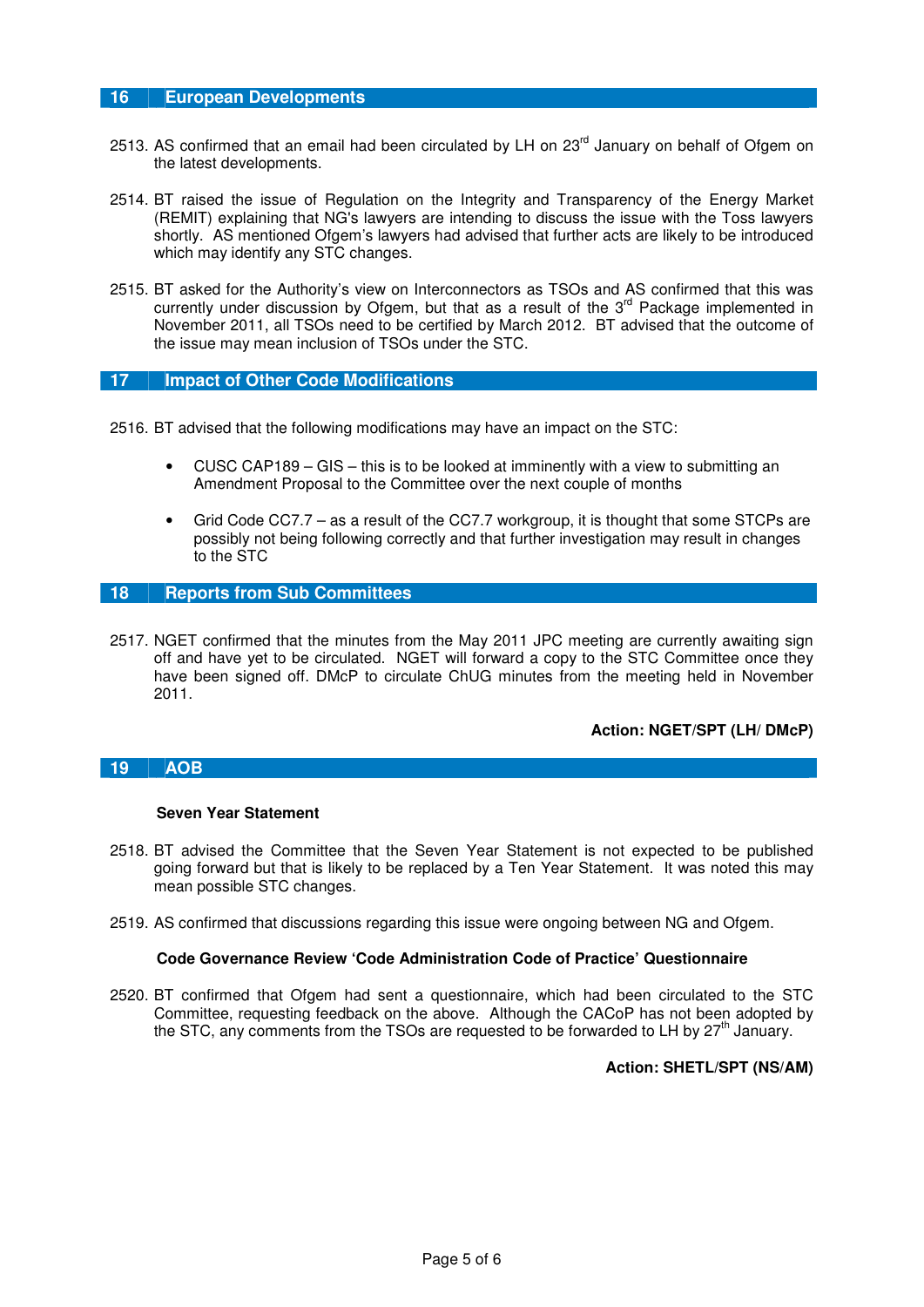## 16 European Developments

2513. AS confirmed that an email had been circulated by LH on 23rd January on behalf of Ofgem on the latest developments.

2514. BT raised the issue of Regulation on the Integrity and Transparency of the Energy Market (REMIT) explaining that NG's lawyers are intending to discuss the issue with the Toss lawyers shortly. AS mentioned Ofgem's lawyers had advised that further acts are likely to be introduced which may identify any STC changes.

2515. BT asked for the Authority's view on Interconnectors as TSOs and AS confirmed that this was currently under discussion by Ofgem, but that as a result of the 3rd Package implemented in November 2011, all TSOs need to be certified by March 2012. BT advised that the outcome of the issue may mean inclusion of TSOs under the STC.

## 17 Impact of Other Code Modifications

2516. BT advised that the following modifications may have an impact on the STC:

- CUSC CAP189 – GIS – this is to be looked at imminently with a view to submitting an Amendment Proposal to the Committee over the next couple of months
- Grid Code CC7.7 – as a result of the CC7.7 workgroup, it is thought that some STCPs are possibly not being following correctly and that further investigation may result in changes to the STC

## 18 Reports from Sub Committees

2517. NGET confirmed that the minutes from the May 2011 JPC meeting are currently awaiting sign off and have yet to be circulated. NGET will forward a copy to the STC Committee once they have been signed off. DMcP to circulate ChUG minutes from the meeting held in November 2011.

**Action: NGET/SPT (LH/ DMcP)**

## 19 AOB

**Seven Year Statement**

2518. BT advised the Committee that the Seven Year Statement is not expected to be published going forward but that is likely to be replaced by a Ten Year Statement. It was noted this may mean possible STC changes.

2519. AS confirmed that discussions regarding this issue were ongoing between NG and Ofgem.

**Code Governance Review 'Code Administration Code of Practice' Questionnaire**

2520. BT confirmed that Ofgem had sent a questionnaire, which had been circulated to the STC Committee, requesting feedback on the above. Although the CACoP has not been adopted by the STC, any comments from the TSOs are requested to be forwarded to LH by 27th January.

**Action: SHETL/SPT (NS/AM)**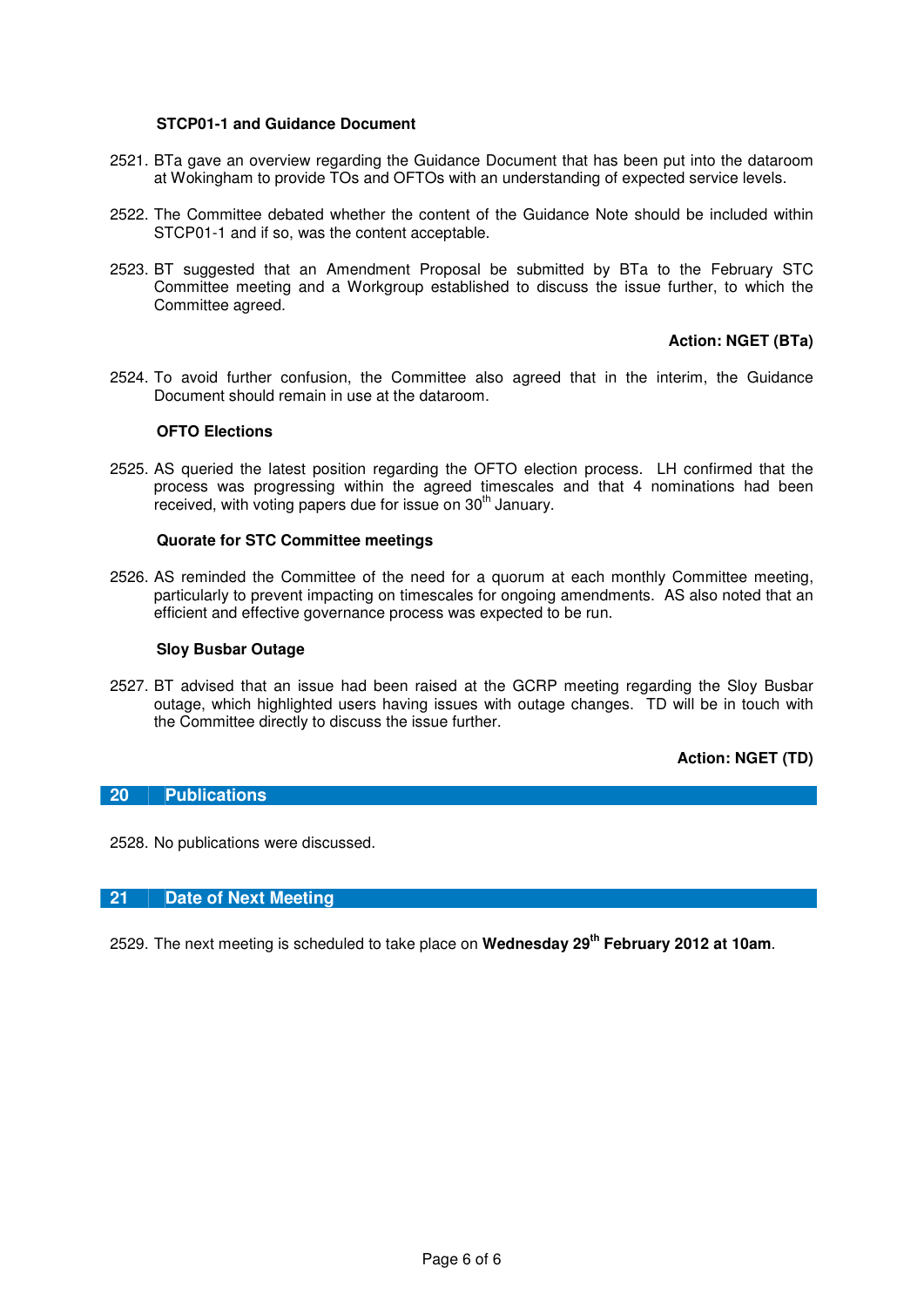**STCP01-1 and Guidance Document**

2521. BTa gave an overview regarding the Guidance Document that has been put into the dataroom at Wokingham to provide TOs and OFTOs with an understanding of expected service levels.

2522. The Committee debated whether the content of the Guidance Note should be included within STCP01-1 and if so, was the content acceptable.

2523. BT suggested that an Amendment Proposal be submitted by BTa to the February STC Committee meeting and a Workgroup established to discuss the issue further, to which the Committee agreed.

**Action: NGET (BTa)**

2524. To avoid further confusion, the Committee also agreed that in the interim, the Guidance Document should remain in use at the dataroom.

**OFTO Elections**

2525. AS queried the latest position regarding the OFTO election process. LH confirmed that the process was progressing within the agreed timescales and that 4 nominations had been received, with voting papers due for issue on 30th January.

**Quorate for STC Committee meetings**

2526. AS reminded the Committee of the need for a quorum at each monthly Committee meeting, particularly to prevent impacting on timescales for ongoing amendments. AS also noted that an efficient and effective governance process was expected to be run.

**Sloy Busbar Outage**

2527. BT advised that an issue had been raised at the GCRP meeting regarding the Sloy Busbar outage, which highlighted users having issues with outage changes. TD will be in touch with the Committee directly to discuss the issue further.

**Action: NGET (TD)**

## 20 Publications

2528. No publications were discussed.

## 21 Date of Next Meeting

2529. The next meeting is scheduled to take place on **Wednesday 29th February 2012 at 10am**.